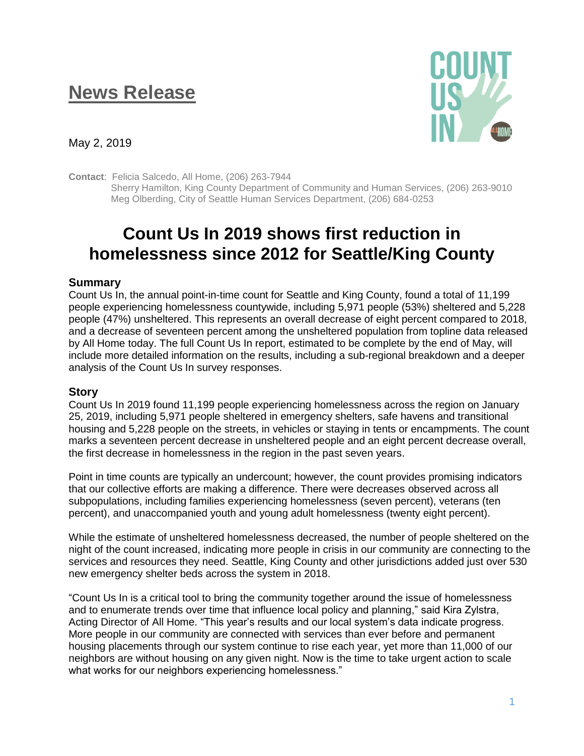# News Release

May 2, 2019

**Contact**: Felicia Salcedo, All Home, (206) 263-7944
Sherry Hamilton, King County Department of Community and Human Services, (206) 263-9010
Meg Olberding, City of Seattle Human Services Department, (206) 684-0253

# Count Us In 2019 shows first reduction in homelessness since 2012 for Seattle/King County

## Summary

Count Us In, the annual point-in-time count for Seattle and King County, found a total of 11,199 people experiencing homelessness countywide, including 5,971 people (53%) sheltered and 5,228 people (47%) unsheltered. This represents an overall decrease of eight percent compared to 2018, and a decrease of seventeen percent among the unsheltered population from topline data released by All Home today. The full Count Us In report, estimated to be complete by the end of May, will include more detailed information on the results, including a sub-regional breakdown and a deeper analysis of the Count Us In survey responses.

## Story

Count Us In 2019 found 11,199 people experiencing homelessness across the region on January 25, 2019, including 5,971 people sheltered in emergency shelters, safe havens and transitional housing and 5,228 people on the streets, in vehicles or staying in tents or encampments. The count marks a seventeen percent decrease in unsheltered people and an eight percent decrease overall, the first decrease in homelessness in the region in the past seven years.

Point in time counts are typically an undercount; however, the count provides promising indicators that our collective efforts are making a difference. There were decreases observed across all subpopulations, including families experiencing homelessness (seven percent), veterans (ten percent), and unaccompanied youth and young adult homelessness (twenty eight percent).

While the estimate of unsheltered homelessness decreased, the number of people sheltered on the night of the count increased, indicating more people in crisis in our community are connecting to the services and resources they need. Seattle, King County and other jurisdictions added just over 530 new emergency shelter beds across the system in 2018.

"Count Us In is a critical tool to bring the community together around the issue of homelessness and to enumerate trends over time that influence local policy and planning," said Kira Zylstra, Acting Director of All Home. "This year's results and our local system's data indicate progress. More people in our community are connected with services than ever before and permanent housing placements through our system continue to rise each year, yet more than 11,000 of our neighbors are without housing on any given night. Now is the time to take urgent action to scale what works for our neighbors experiencing homelessness."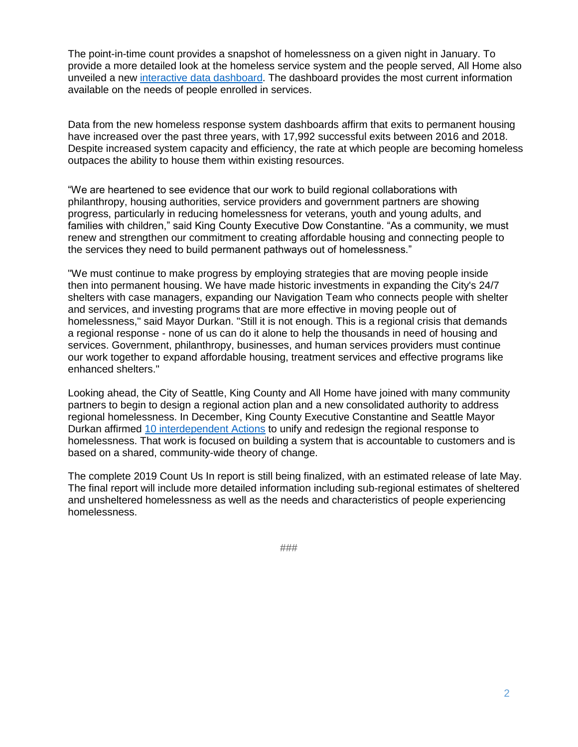The point-in-time count provides a snapshot of homelessness on a given night in January. To provide a more detailed look at the homeless service system and the people served, All Home also unveiled a new interactive data dashboard. The dashboard provides the most current information available on the needs of people enrolled in services.

Data from the new homeless response system dashboards affirm that exits to permanent housing have increased over the past three years, with 17,992 successful exits between 2016 and 2018. Despite increased system capacity and efficiency, the rate at which people are becoming homeless outpaces the ability to house them within existing resources.

“We are heartened to see evidence that our work to build regional collaborations with philanthropy, housing authorities, service providers and government partners are showing progress, particularly in reducing homelessness for veterans, youth and young adults, and families with children,” said King County Executive Dow Constantine. “As a community, we must renew and strengthen our commitment to creating affordable housing and connecting people to the services they need to build permanent pathways out of homelessness.”

"We must continue to make progress by employing strategies that are moving people inside then into permanent housing. We have made historic investments in expanding the City's 24/7 shelters with case managers, expanding our Navigation Team who connects people with shelter and services, and investing programs that are more effective in moving people out of homelessness," said Mayor Durkan. "Still it is not enough. This is a regional crisis that demands a regional response - none of us can do it alone to help the thousands in need of housing and services. Government, philanthropy, businesses, and human services providers must continue our work together to expand affordable housing, treatment services and effective programs like enhanced shelters."

Looking ahead, the City of Seattle, King County and All Home have joined with many community partners to begin to design a regional action plan and a new consolidated authority to address regional homelessness. In December, King County Executive Constantine and Seattle Mayor Durkan affirmed 10 interdependent Actions to unify and redesign the regional response to homelessness. That work is focused on building a system that is accountable to customers and is based on a shared, community-wide theory of change.

The complete 2019 Count Us In report is still being finalized, with an estimated release of late May. The final report will include more detailed information including sub-regional estimates of sheltered and unsheltered homelessness as well as the needs and characteristics of people experiencing homelessness.

###